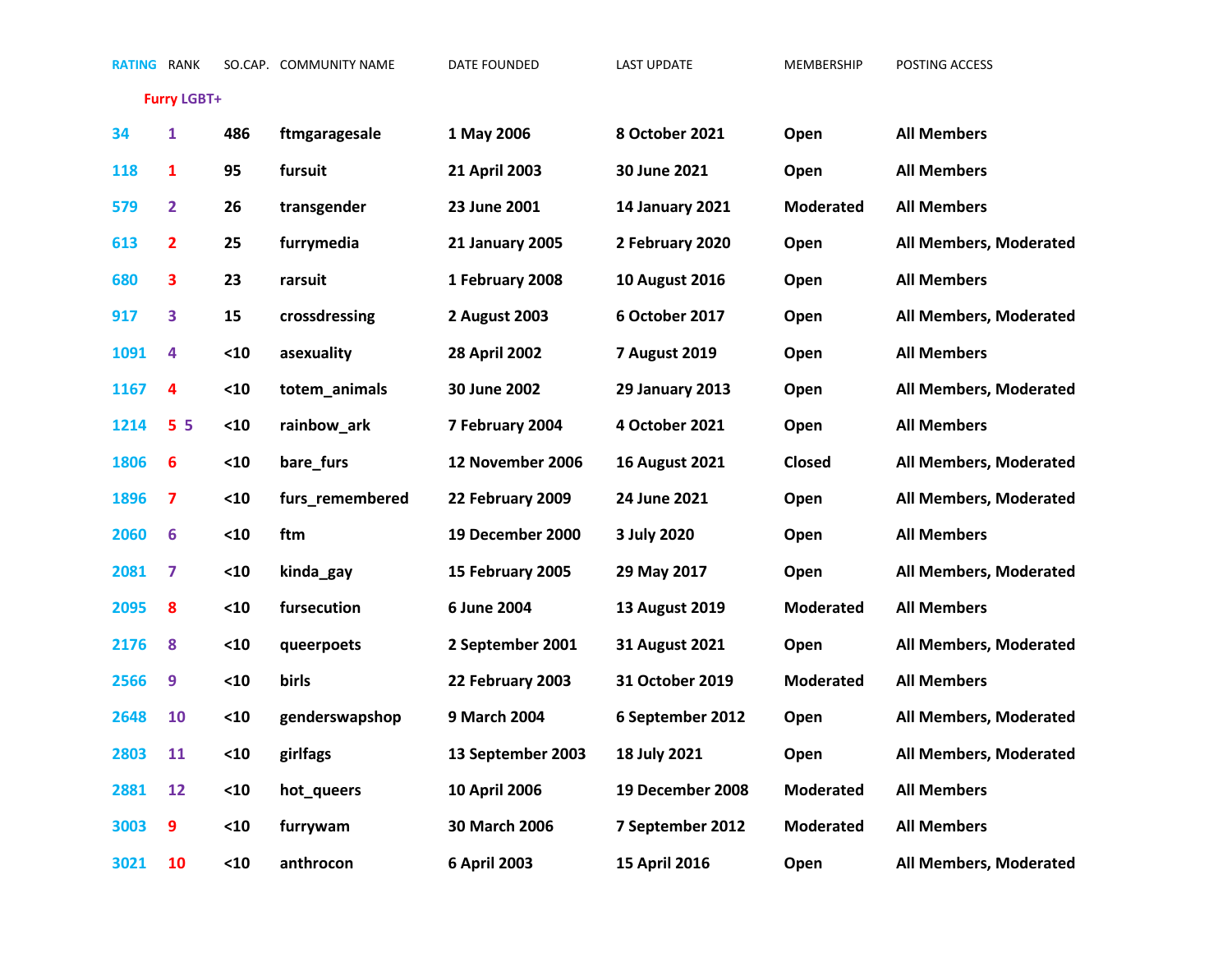| RATING | RANK | SO.CAP. | COMMUNITY NAME | DATE FOUNDED | LAST UPDATE | MEMBERSHIP | POSTING ACCESS |
|---|---|---|---|---|---|---|---|
| | Furry LGBT+ | | | | | | |
| **34** | **1** | **486** | **ftmgaragesale** | **1 May 2006** | **8 October 2021** | **Open** | **All Members** |
| **118** | **1** | **95** | **fursuit** | **21 April 2003** | **30 June 2021** | **Open** | **All Members** |
| **579** | **2** | **26** | **transgender** | **23 June 2001** | **14 January 2021** | **Moderated** | **All Members** |
| **613** | **2** | **25** | **furrymedia** | **21 January 2005** | **2 February 2020** | **Open** | **All Members, Moderated** |
| **680** | **3** | **23** | **rarsuit** | **1 February 2008** | **10 August 2016** | **Open** | **All Members** |
| **917** | **3** | **15** | **crossdressing** | **2 August 2003** | **6 October 2017** | **Open** | **All Members, Moderated** |
| **1091** | **4** | **<10** | **asexuality** | **28 April 2002** | **7 August 2019** | **Open** | **All Members** |
| **1167** | **4** | **<10** | **totem_animals** | **30 June 2002** | **29 January 2013** | **Open** | **All Members, Moderated** |
| **1214** | **5 5** | **<10** | **rainbow_ark** | **7 February 2004** | **4 October 2021** | **Open** | **All Members** |
| **1806** | **6** | **<10** | **bare_furs** | **12 November 2006** | **16 August 2021** | **Closed** | **All Members, Moderated** |
| **1896** | **7** | **<10** | **furs_remembered** | **22 February 2009** | **24 June 2021** | **Open** | **All Members, Moderated** |
| **2060** | **6** | **<10** | **ftm** | **19 December 2000** | **3 July 2020** | **Open** | **All Members** |
| **2081** | **7** | **<10** | **kinda_gay** | **15 February 2005** | **29 May 2017** | **Open** | **All Members, Moderated** |
| **2095** | **8** | **<10** | **fursecution** | **6 June 2004** | **13 August 2019** | **Moderated** | **All Members** |
| **2176** | **8** | **<10** | **queerpoets** | **2 September 2001** | **31 August 2021** | **Open** | **All Members, Moderated** |
| **2566** | **9** | **<10** | **birls** | **22 February 2003** | **31 October 2019** | **Moderated** | **All Members** |
| **2648** | **10** | **<10** | **genderswapshop** | **9 March 2004** | **6 September 2012** | **Open** | **All Members, Moderated** |
| **2803** | **11** | **<10** | **girlfags** | **13 September 2003** | **18 July 2021** | **Open** | **All Members, Moderated** |
| **2881** | **12** | **<10** | **hot_queers** | **10 April 2006** | **19 December 2008** | **Moderated** | **All Members** |
| **3003** | **9** | **<10** | **furrywam** | **30 March 2006** | **7 September 2012** | **Moderated** | **All Members** |
| **3021** | **10** | **<10** | **anthrocon** | **6 April 2003** | **15 April 2016** | **Open** | **All Members, Moderated** |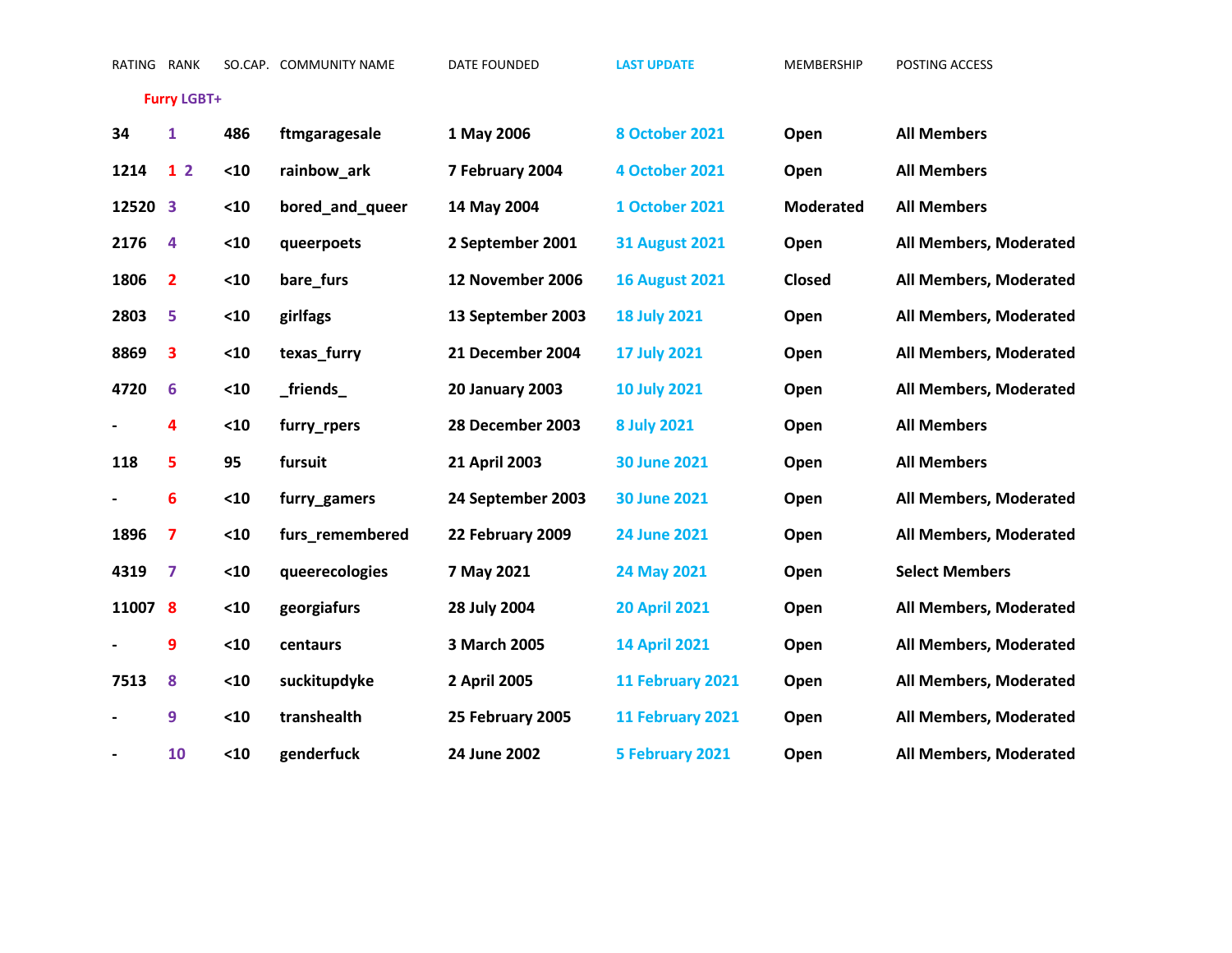| RATING | RANK | SO.CAP. | COMMUNITY NAME | DATE FOUNDED | LAST UPDATE | MEMBERSHIP | POSTING ACCESS |
|---|---|---|---|---|---|---|---|
| | Furry LGBT+ | | | | | | |
| **34** | **1** | **486** | **ftmgaragesale** | **1 May 2006** | **8 October 2021** | **Open** | **All Members** |
| **1214** | **1 2** | **<10** | **rainbow_ark** | **7 February 2004** | **4 October 2021** | **Open** | **All Members** |
| **12520** | **3** | **<10** | **bored_and_queer** | **14 May 2004** | **1 October 2021** | **Moderated** | **All Members** |
| **2176** | **4** | **<10** | **queerpoets** | **2 September 2001** | **31 August 2021** | **Open** | **All Members, Moderated** |
| **1806** | **2** | **<10** | **bare_furs** | **12 November 2006** | **16 August 2021** | **Closed** | **All Members, Moderated** |
| **2803** | **5** | **<10** | **girlfags** | **13 September 2003** | **18 July 2021** | **Open** | **All Members, Moderated** |
| **8869** | **3** | **<10** | **texas_furry** | **21 December 2004** | **17 July 2021** | **Open** | **All Members, Moderated** |
| **4720** | **6** | **<10** | **_friends_** | **20 January 2003** | **10 July 2021** | **Open** | **All Members, Moderated** |
| **-** | **4** | **<10** | **furry_rpers** | **28 December 2003** | **8 July 2021** | **Open** | **All Members** |
| **118** | **5** | **95** | **fursuit** | **21 April 2003** | **30 June 2021** | **Open** | **All Members** |
| **-** | **6** | **<10** | **furry_gamers** | **24 September 2003** | **30 June 2021** | **Open** | **All Members, Moderated** |
| **1896** | **7** | **<10** | **furs_remembered** | **22 February 2009** | **24 June 2021** | **Open** | **All Members, Moderated** |
| **4319** | **7** | **<10** | **queerecologies** | **7 May 2021** | **24 May 2021** | **Open** | **Select Members** |
| **11007** | **8** | **<10** | **georgiafurs** | **28 July 2004** | **20 April 2021** | **Open** | **All Members, Moderated** |
| **-** | **9** | **<10** | **centaurs** | **3 March 2005** | **14 April 2021** | **Open** | **All Members, Moderated** |
| **7513** | **8** | **<10** | **suckitupdyke** | **2 April 2005** | **11 February 2021** | **Open** | **All Members, Moderated** |
| **-** | **9** | **<10** | **transhealth** | **25 February 2005** | **11 February 2021** | **Open** | **All Members, Moderated** |
| **-** | **10** | **<10** | **genderfuck** | **24 June 2002** | **5 February 2021** | **Open** | **All Members, Moderated** |